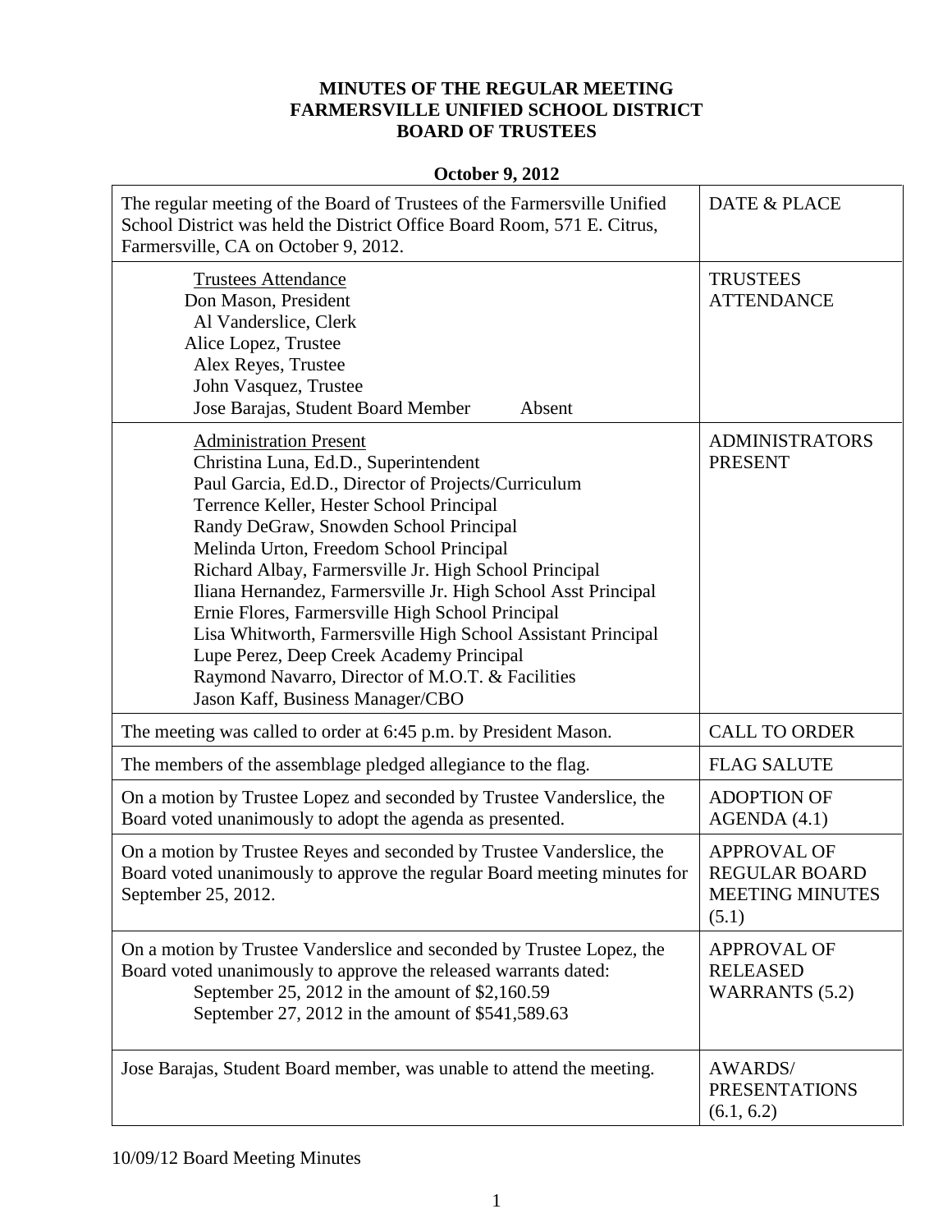**MINUTES OF THE REGULAR MEETING**
**FARMERSVILLE UNIFIED SCHOOL DISTRICT**
**BOARD OF TRUSTEES**

**October 9, 2012**

| | |
|---|---|
| The regular meeting of the Board of Trustees of the Farmersville Unified School District was held the District Office Board Room, 571 E. Citrus, Farmersville, CA on October 9, 2012. | DATE & PLACE |
| Trustees Attendance<br>Don Mason, President<br>Al Vanderslice, Clerk<br>Alice Lopez, Trustee<br>Alex Reyes, Trustee<br>John Vasquez, Trustee<br>Jose Barajas, Student Board Member Absent | TRUSTEES ATTENDANCE |
| Administration Present<br>Christina Luna, Ed.D., Superintendent<br>Paul Garcia, Ed.D., Director of Projects/Curriculum<br>Terrence Keller, Hester School Principal<br>Randy DeGraw, Snowden School Principal<br>Melinda Urton, Freedom School Principal<br>Richard Albay, Farmersville Jr. High School Principal<br>Iliana Hernandez, Farmersville Jr. High School Asst Principal<br>Ernie Flores, Farmersville High School Principal<br>Lisa Whitworth, Farmersville High School Assistant Principal<br>Lupe Perez, Deep Creek Academy Principal<br>Raymond Navarro, Director of M.O.T. & Facilities<br>Jason Kaff, Business Manager/CBO | ADMINISTRATORS PRESENT |
| The meeting was called to order at 6:45 p.m. by President Mason. | CALL TO ORDER |
| The members of the assemblage pledged allegiance to the flag. | FLAG SALUTE |
| On a motion by Trustee Lopez and seconded by Trustee Vanderslice, the Board voted unanimously to adopt the agenda as presented. | ADOPTION OF AGENDA (4.1) |
| On a motion by Trustee Reyes and seconded by Trustee Vanderslice, the Board voted unanimously to approve the regular Board meeting minutes for September 25, 2012. | APPROVAL OF REGULAR BOARD MEETING MINUTES (5.1) |
| On a motion by Trustee Vanderslice and seconded by Trustee Lopez, the Board voted unanimously to approve the released warrants dated:<br>September 25, 2012 in the amount of $2,160.59<br>September 27, 2012 in the amount of $541,589.63 | APPROVAL OF RELEASED WARRANTS (5.2) |
| Jose Barajas, Student Board member, was unable to attend the meeting. | AWARDS/ PRESENTATIONS (6.1, 6.2) |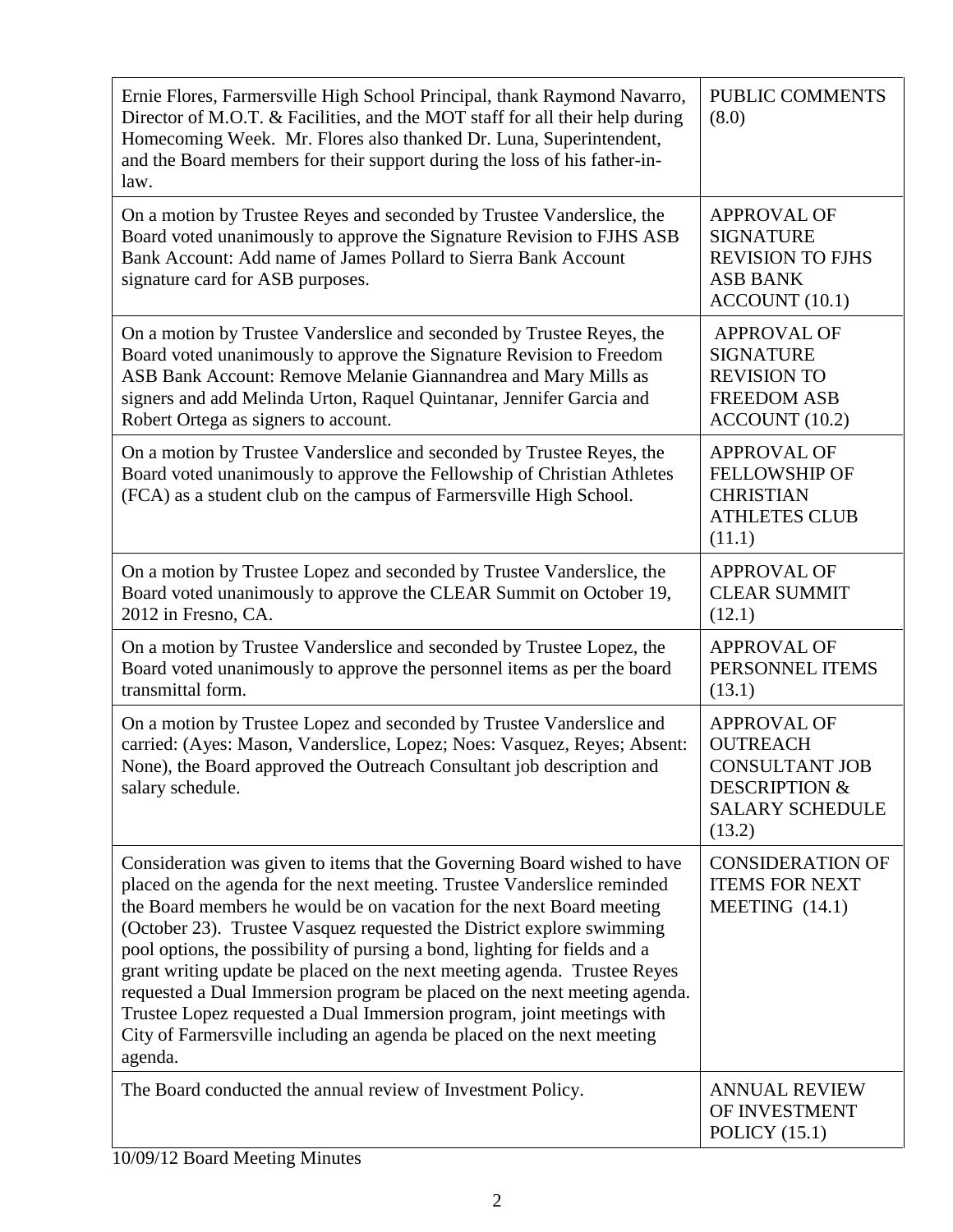| | |
|---|---|
| Ernie Flores, Farmersville High School Principal, thank Raymond Navarro, Director of M.O.T. & Facilities, and the MOT staff for all their help during Homecoming Week. Mr. Flores also thanked Dr. Luna, Superintendent, and the Board members for their support during the loss of his father-in-law. | PUBLIC COMMENTS (8.0) |
| On a motion by Trustee Reyes and seconded by Trustee Vanderslice, the Board voted unanimously to approve the Signature Revision to FJHS ASB Bank Account: Add name of James Pollard to Sierra Bank Account signature card for ASB purposes. | APPROVAL OF SIGNATURE REVISION TO FJHS ASB BANK ACCOUNT (10.1) |
| On a motion by Trustee Vanderslice and seconded by Trustee Reyes, the Board voted unanimously to approve the Signature Revision to Freedom ASB Bank Account: Remove Melanie Giannandrea and Mary Mills as signers and add Melinda Urton, Raquel Quintanar, Jennifer Garcia and Robert Ortega as signers to account. | APPROVAL OF SIGNATURE REVISION TO FREEDOM ASB ACCOUNT (10.2) |
| On a motion by Trustee Vanderslice and seconded by Trustee Reyes, the Board voted unanimously to approve the Fellowship of Christian Athletes (FCA) as a student club on the campus of Farmersville High School. | APPROVAL OF FELLOWSHIP OF CHRISTIAN ATHLETES CLUB (11.1) |
| On a motion by Trustee Lopez and seconded by Trustee Vanderslice, the Board voted unanimously to approve the CLEAR Summit on October 19, 2012 in Fresno, CA. | APPROVAL OF CLEAR SUMMIT (12.1) |
| On a motion by Trustee Vanderslice and seconded by Trustee Lopez, the Board voted unanimously to approve the personnel items as per the board transmittal form. | APPROVAL OF PERSONNEL ITEMS (13.1) |
| On a motion by Trustee Lopez and seconded by Trustee Vanderslice and carried: (Ayes: Mason, Vanderslice, Lopez; Noes: Vasquez, Reyes; Absent: None), the Board approved the Outreach Consultant job description and salary schedule. | APPROVAL OF OUTREACH CONSULTANT JOB DESCRIPTION & SALARY SCHEDULE (13.2) |
| Consideration was given to items that the Governing Board wished to have placed on the agenda for the next meeting. Trustee Vanderslice reminded the Board members he would be on vacation for the next Board meeting (October 23). Trustee Vasquez requested the District explore swimming pool options, the possibility of pursing a bond, lighting for fields and a grant writing update be placed on the next meeting agenda. Trustee Reyes requested a Dual Immersion program be placed on the next meeting agenda. Trustee Lopez requested a Dual Immersion program, joint meetings with City of Farmersville including an agenda be placed on the next meeting agenda. | CONSIDERATION OF ITEMS FOR NEXT MEETING (14.1) |
| The Board conducted the annual review of Investment Policy. | ANNUAL REVIEW OF INVESTMENT POLICY (15.1) |

10/09/12 Board Meeting Minutes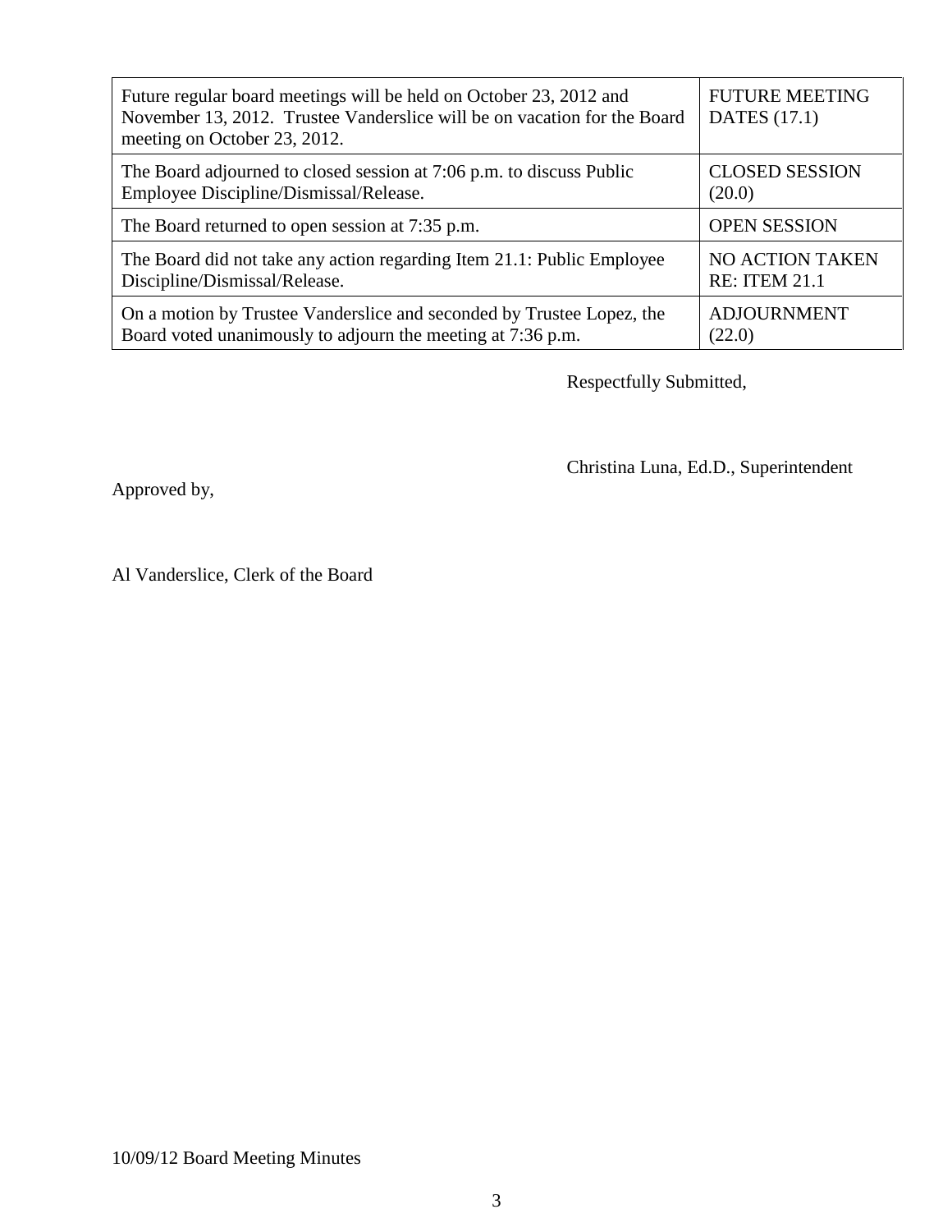| | |
|---|---|
| Future regular board meetings will be held on October 23, 2012 and November 13, 2012. Trustee Vanderslice will be on vacation for the Board meeting on October 23, 2012. | FUTURE MEETING DATES (17.1) |
| The Board adjourned to closed session at 7:06 p.m. to discuss Public Employee Discipline/Dismissal/Release. | CLOSED SESSION (20.0) |
| The Board returned to open session at 7:35 p.m. | OPEN SESSION |
| The Board did not take any action regarding Item 21.1: Public Employee Discipline/Dismissal/Release. | NO ACTION TAKEN RE: ITEM 21.1 |
| On a motion by Trustee Vanderslice and seconded by Trustee Lopez, the Board voted unanimously to adjourn the meeting at 7:36 p.m. | ADJOURNMENT (22.0) |

Respectfully Submitted,

Christina Luna, Ed.D., Superintendent

Approved by,

Al Vanderslice, Clerk of the Board

10/09/12 Board Meeting Minutes